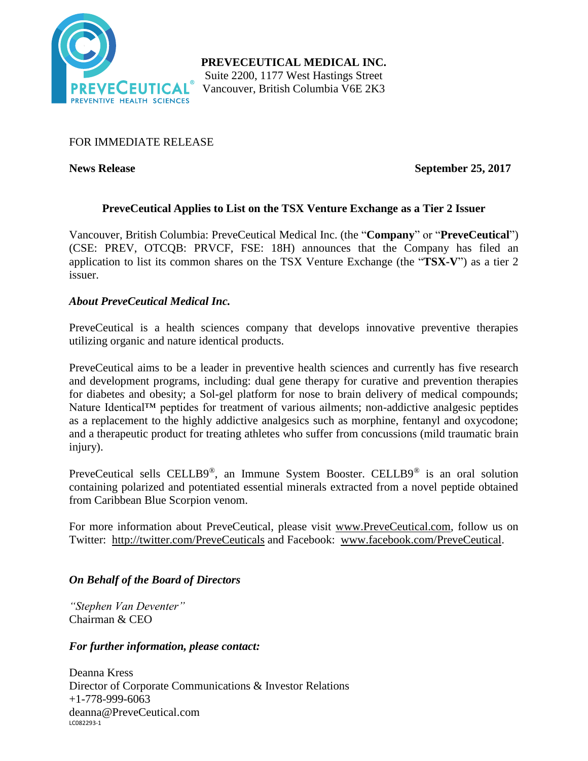**PREVECEUTICAL MEDICAL INC.**
Suite 2200, 1177 West Hastings Street
Vancouver, British Columbia V6E 2K3

FOR IMMEDIATE RELEASE

**News Release** **September 25, 2017**

## PreveCeutical Applies to List on the TSX Venture Exchange as a Tier 2 Issuer

Vancouver, British Columbia: PreveCeutical Medical Inc. (the "**Company**" or "**PreveCeutical**") (CSE: PREV, OTCQB: PRVCF, FSE: 18H) announces that the Company has filed an application to list its common shares on the TSX Venture Exchange (the "**TSX-V**") as a tier 2 issuer.

### *About PreveCeutical Medical Inc.*

PreveCeutical is a health sciences company that develops innovative preventive therapies utilizing organic and nature identical products.

PreveCeutical aims to be a leader in preventive health sciences and currently has five research and development programs, including: dual gene therapy for curative and prevention therapies for diabetes and obesity; a Sol-gel platform for nose to brain delivery of medical compounds; Nature Identical™ peptides for treatment of various ailments; non-addictive analgesic peptides as a replacement to the highly addictive analgesics such as morphine, fentanyl and oxycodone; and a therapeutic product for treating athletes who suffer from concussions (mild traumatic brain injury).

PreveCeutical sells CELLB9®, an Immune System Booster. CELLB9® is an oral solution containing polarized and potentiated essential minerals extracted from a novel peptide obtained from Caribbean Blue Scorpion venom.

For more information about PreveCeutical, please visit www.PreveCeutical.com, follow us on Twitter: http://twitter.com/PreveCeuticals and Facebook: www.facebook.com/PreveCeutical.

***On Behalf of the Board of Directors***

*"Stephen Van Deventer"*
Chairman & CEO

***For further information, please contact:***

Deanna Kress
Director of Corporate Communications & Investor Relations
+1-778-999-6063
deanna@PreveCeutical.com
LC082293-1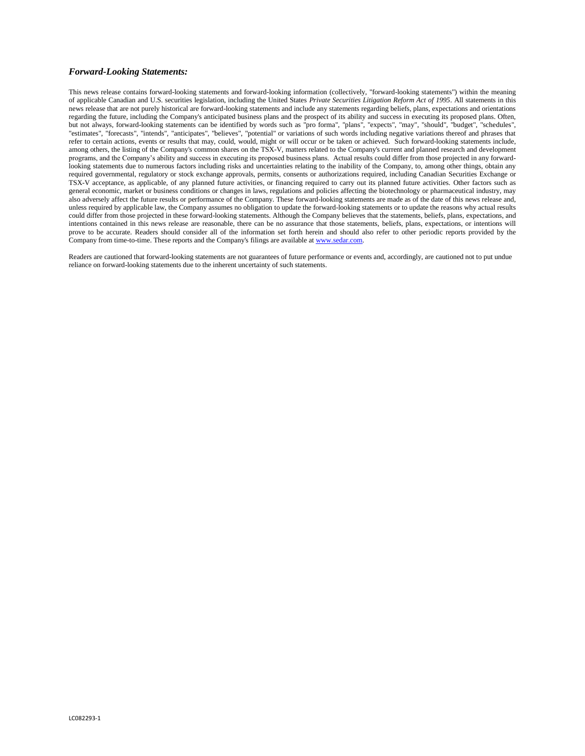### ***Forward-Looking Statements:***

This news release contains forward-looking statements and forward-looking information (collectively, "forward-looking statements") within the meaning of applicable Canadian and U.S. securities legislation, including the United States *Private Securities Litigation Reform Act of 1995*. All statements in this news release that are not purely historical are forward-looking statements and include any statements regarding beliefs, plans, expectations and orientations regarding the future, including the Company's anticipated business plans and the prospect of its ability and success in executing its proposed plans. Often, but not always, forward-looking statements can be identified by words such as "pro forma", "plans", "expects", "may", "should", "budget", "schedules", "estimates", "forecasts", "intends", "anticipates", "believes", "potential" or variations of such words including negative variations thereof and phrases that refer to certain actions, events or results that may, could, would, might or will occur or be taken or achieved. Such forward-looking statements include, among others, the listing of the Company's common shares on the TSX-V, matters related to the Company's current and planned research and development programs, and the Company's ability and success in executing its proposed business plans. Actual results could differ from those projected in any forward-looking statements due to numerous factors including risks and uncertainties relating to the inability of the Company, to, among other things, obtain any required governmental, regulatory or stock exchange approvals, permits, consents or authorizations required, including Canadian Securities Exchange or TSX-V acceptance, as applicable, of any planned future activities, or financing required to carry out its planned future activities. Other factors such as general economic, market or business conditions or changes in laws, regulations and policies affecting the biotechnology or pharmaceutical industry, may also adversely affect the future results or performance of the Company. These forward-looking statements are made as of the date of this news release and, unless required by applicable law, the Company assumes no obligation to update the forward-looking statements or to update the reasons why actual results could differ from those projected in these forward-looking statements. Although the Company believes that the statements, beliefs, plans, expectations, and intentions contained in this news release are reasonable, there can be no assurance that those statements, beliefs, plans, expectations, or intentions will prove to be accurate. Readers should consider all of the information set forth herein and should also refer to other periodic reports provided by the Company from time-to-time. These reports and the Company's filings are available at www.sedar.com.

Readers are cautioned that forward-looking statements are not guarantees of future performance or events and, accordingly, are cautioned not to put undue reliance on forward-looking statements due to the inherent uncertainty of such statements.

LC082293-1